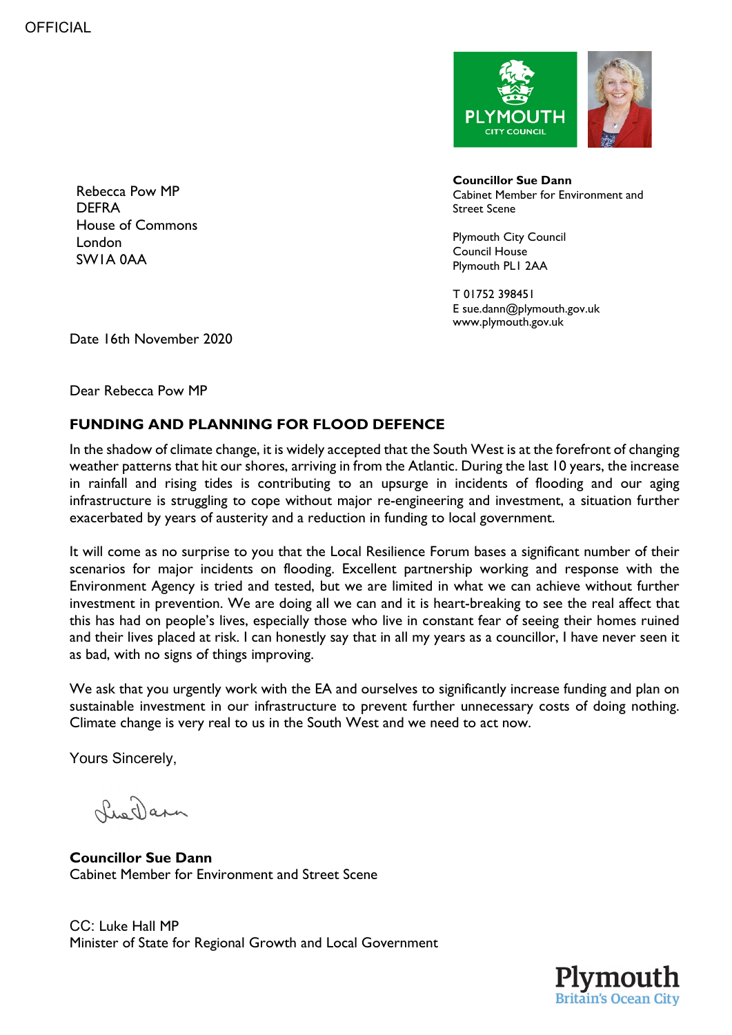OFFICIAL

**Councillor Sue Dann**
Cabinet Member for Environment and Street Scene

Plymouth City Council
Council House
Plymouth PL1 2AA

T 01752 398451
E sue.dann@plymouth.gov.uk
www.plymouth.gov.uk

Rebecca Pow MP
DEFRA
House of Commons
London
SW1A 0AA

Date 16th November 2020

Dear Rebecca Pow MP

## FUNDING AND PLANNING FOR FLOOD DEFENCE

In the shadow of climate change, it is widely accepted that the South West is at the forefront of changing weather patterns that hit our shores, arriving in from the Atlantic. During the last 10 years, the increase in rainfall and rising tides is contributing to an upsurge in incidents of flooding and our aging infrastructure is struggling to cope without major re-engineering and investment, a situation further exacerbated by years of austerity and a reduction in funding to local government.

It will come as no surprise to you that the Local Resilience Forum bases a significant number of their scenarios for major incidents on flooding. Excellent partnership working and response with the Environment Agency is tried and tested, but we are limited in what we can achieve without further investment in prevention. We are doing all we can and it is heart-breaking to see the real affect that this has had on people's lives, especially those who live in constant fear of seeing their homes ruined and their lives placed at risk. I can honestly say that in all my years as a councillor, I have never seen it as bad, with no signs of things improving.

We ask that you urgently work with the EA and ourselves to significantly increase funding and plan on sustainable investment in our infrastructure to prevent further unnecessary costs of doing nothing. Climate change is very real to us in the South West and we need to act now.

Yours Sincerely,

Sue Dann

**Councillor Sue Dann**
Cabinet Member for Environment and Street Scene

CC: Luke Hall MP
Minister of State for Regional Growth and Local Government

Plymouth
Britain's Ocean City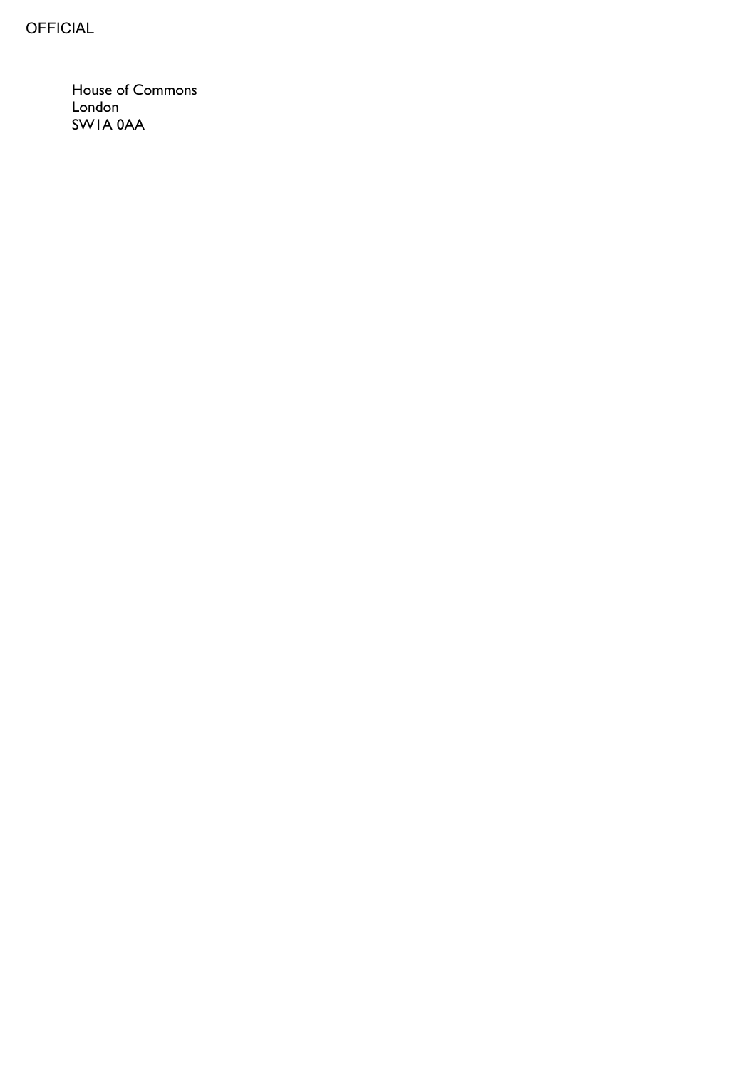OFFICIAL

House of Commons
London
SW1A 0AA